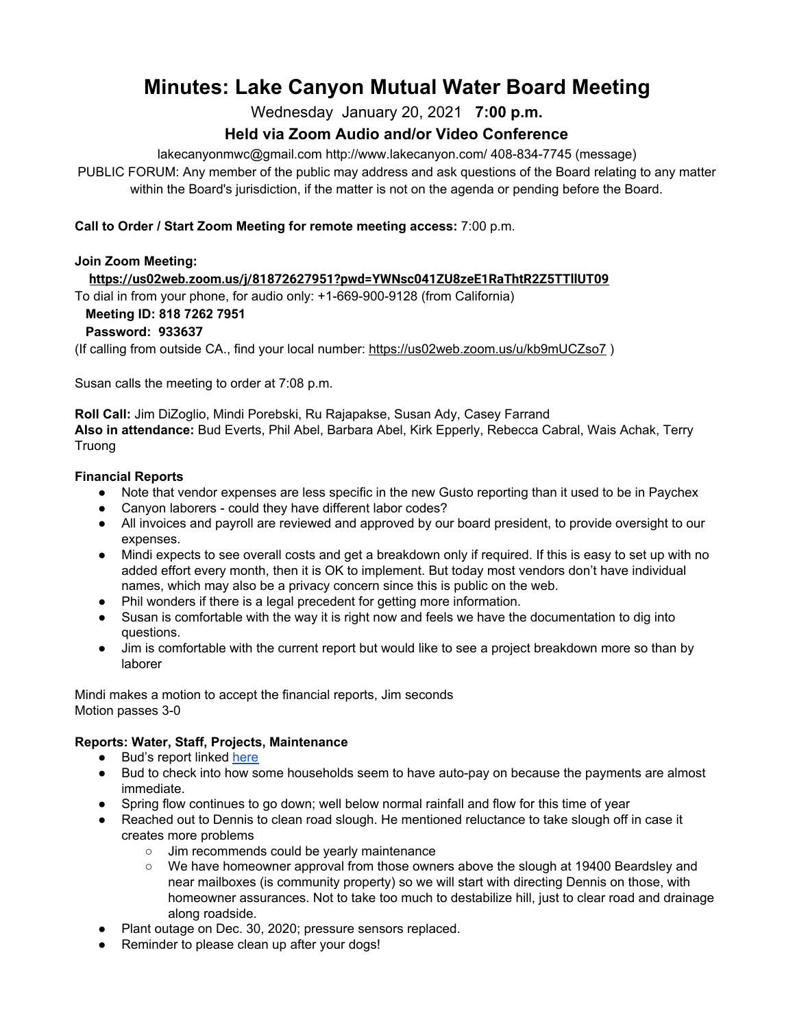# Minutes: Lake Canyon Mutual Water Board Meeting

Wednesday January 20, 2021 **7:00 p.m.**

**Held via Zoom Audio and/or Video Conference**

lakecanyonmwc@gmail.com http://www.lakecanyon.com/ 408-834-7745 (message)

PUBLIC FORUM: Any member of the public may address and ask questions of the Board relating to any matter within the Board's jurisdiction, if the matter is not on the agenda or pending before the Board.

**Call to Order / Start Zoom Meeting for remote meeting access:** 7:00 p.m.

**Join Zoom Meeting:**

**https://us02web.zoom.us/j/81872627951?pwd=YWNsc041ZU8zeE1RaThtR2Z5TTllUT09**

To dial in from your phone, for audio only: +1-669-900-9128 (from California)

**Meeting ID: 818 7262 7951**

**Password: 933637**

(If calling from outside CA., find your local number: https://us02web.zoom.us/u/kb9mUCZso7 )

Susan calls the meeting to order at 7:08 p.m.

**Roll Call:** Jim DiZoglio, Mindi Porebski, Ru Rajapakse, Susan Ady, Casey Farrand
**Also in attendance:** Bud Everts, Phil Abel, Barbara Abel, Kirk Epperly, Rebecca Cabral, Wais Achak, Terry Truong

**Financial Reports**

- Note that vendor expenses are less specific in the new Gusto reporting than it used to be in Paychex
- Canyon laborers - could they have different labor codes?
- All invoices and payroll are reviewed and approved by our board president, to provide oversight to our expenses.
- Mindi expects to see overall costs and get a breakdown only if required. If this is easy to set up with no added effort every month, then it is OK to implement. But today most vendors don't have individual names, which may also be a privacy concern since this is public on the web.
- Phil wonders if there is a legal precedent for getting more information.
- Susan is comfortable with the way it is right now and feels we have the documentation to dig into questions.
- Jim is comfortable with the current report but would like to see a project breakdown more so than by laborer

Mindi makes a motion to accept the financial reports, Jim seconds
Motion passes 3-0

**Reports: Water, Staff, Projects, Maintenance**

- Bud's report linked here
- Bud to check into how some households seem to have auto-pay on because the payments are almost immediate.
- Spring flow continues to go down; well below normal rainfall and flow for this time of year
- Reached out to Dennis to clean road slough. He mentioned reluctance to take slough off in case it creates more problems
  - Jim recommends could be yearly maintenance
  - We have homeowner approval from those owners above the slough at 19400 Beardsley and near mailboxes (is community property) so we will start with directing Dennis on those, with homeowner assurances. Not to take too much to destabilize hill, just to clear road and drainage along roadside.
- Plant outage on Dec. 30, 2020; pressure sensors replaced.
- Reminder to please clean up after your dogs!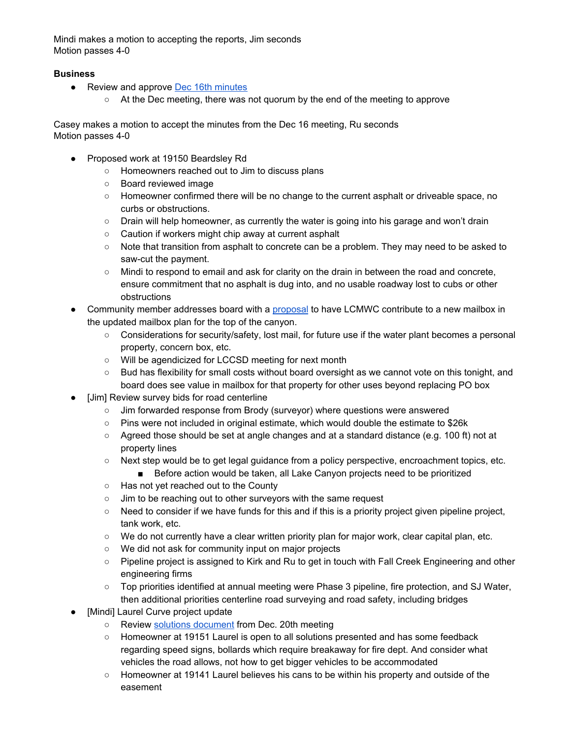Mindi makes a motion to accepting the reports, Jim seconds
Motion passes 4-0

**Business**

- Review and approve [Dec 16th minutes]()
    - At the Dec meeting, there was not quorum by the end of the meeting to approve

Casey makes a motion to accept the minutes from the Dec 16 meeting, Ru seconds
Motion passes 4-0

- Proposed work at 19150 Beardsley Rd
    - Homeowners reached out to Jim to discuss plans
    - Board reviewed image
    - Homeowner confirmed there will be no change to the current asphalt or driveable space, no curbs or obstructions.
    - Drain will help homeowner, as currently the water is going into his garage and won't drain
    - Caution if workers might chip away at current asphalt
    - Note that transition from asphalt to concrete can be a problem. They may need to be asked to saw-cut the payment.
    - Mindi to respond to email and ask for clarity on the drain in between the road and concrete, ensure commitment that no asphalt is dug into, and no usable roadway lost to cubs or other obstructions
- Community member addresses board with a [proposal]() to have LCMWC contribute to a new mailbox in the updated mailbox plan for the top of the canyon.
    - Considerations for security/safety, lost mail, for future use if the water plant becomes a personal property, concern box, etc.
    - Will be agendicized for LCCSD meeting for next month
    - Bud has flexibility for small costs without board oversight as we cannot vote on this tonight, and board does see value in mailbox for that property for other uses beyond replacing PO box
- [Jim] Review survey bids for road centerline
    - Jim forwarded response from Brody (surveyor) where questions were answered
    - Pins were not included in original estimate, which would double the estimate to $26k
    - Agreed those should be set at angle changes and at a standard distance (e.g. 100 ft) not at property lines
    - Next step would be to get legal guidance from a policy perspective, encroachment topics, etc.
        - Before action would be taken, all Lake Canyon projects need to be prioritized
    - Has not yet reached out to the County
    - Jim to be reaching out to other surveyors with the same request
    - Need to consider if we have funds for this and if this is a priority project given pipeline project, tank work, etc.
    - We do not currently have a clear written priority plan for major work, clear capital plan, etc.
    - We did not ask for community input on major projects
    - Pipeline project is assigned to Kirk and Ru to get in touch with Fall Creek Engineering and other engineering firms
    - Top priorities identified at annual meeting were Phase 3 pipeline, fire protection, and SJ Water, then additional priorities centerline road surveying and road safety, including bridges
- [Mindi] Laurel Curve project update
    - Review [solutions document]() from Dec. 20th meeting
    - Homeowner at 19151 Laurel is open to all solutions presented and has some feedback regarding speed signs, bollards which require breakaway for fire dept. And consider what vehicles the road allows, not how to get bigger vehicles to be accommodated
    - Homeowner at 19141 Laurel believes his cans to be within his property and outside of the easement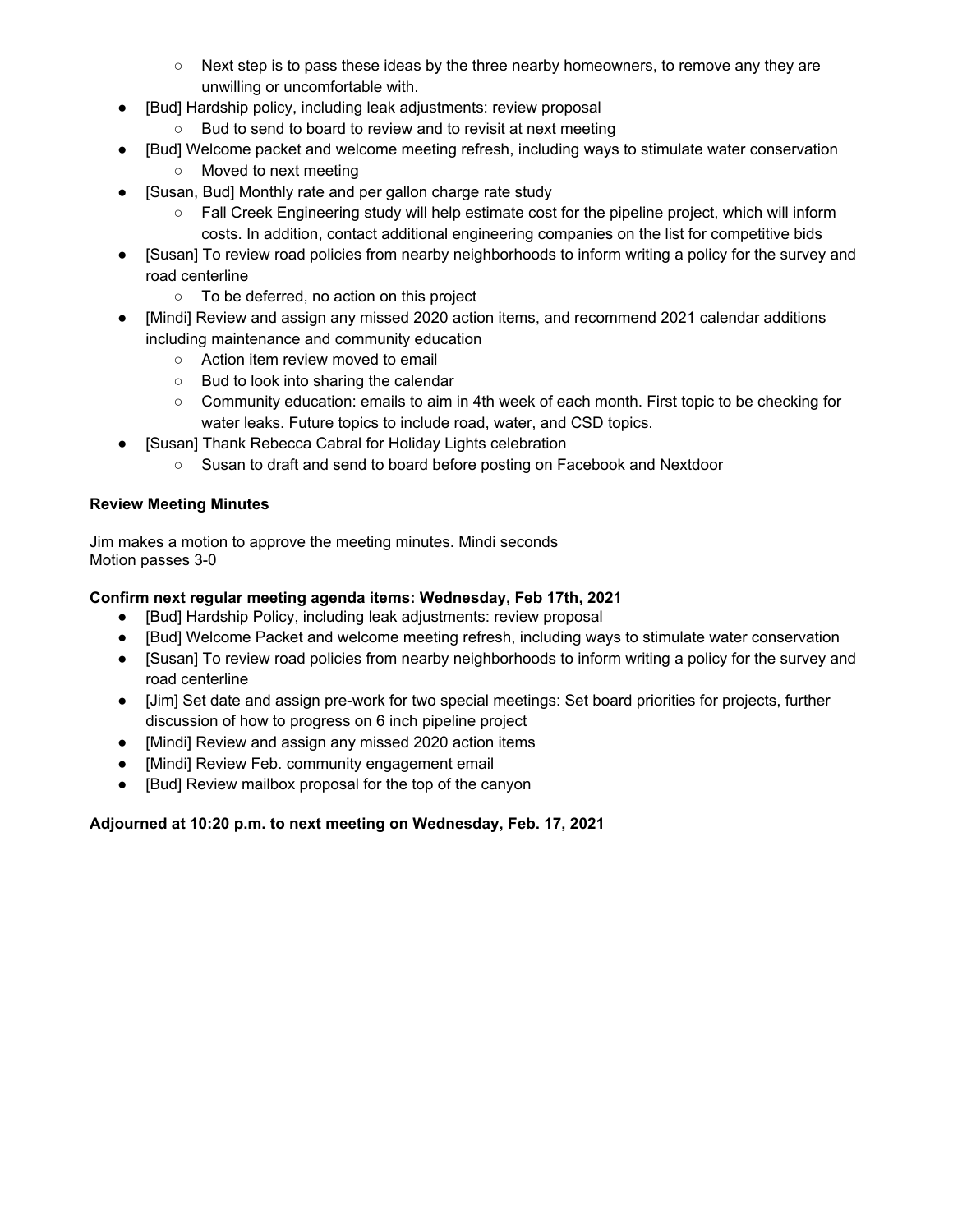- Next step is to pass these ideas by the three nearby homeowners, to remove any they are unwilling or uncomfortable with.
- [Bud] Hardship policy, including leak adjustments: review proposal
    - Bud to send to board to review and to revisit at next meeting
- [Bud] Welcome packet and welcome meeting refresh, including ways to stimulate water conservation
    - Moved to next meeting
- [Susan, Bud] Monthly rate and per gallon charge rate study
    - Fall Creek Engineering study will help estimate cost for the pipeline project, which will inform costs. In addition, contact additional engineering companies on the list for competitive bids
- [Susan] To review road policies from nearby neighborhoods to inform writing a policy for the survey and road centerline
    - To be deferred, no action on this project
- [Mindi] Review and assign any missed 2020 action items, and recommend 2021 calendar additions including maintenance and community education
    - Action item review moved to email
    - Bud to look into sharing the calendar
    - Community education: emails to aim in 4th week of each month. First topic to be checking for water leaks. Future topics to include road, water, and CSD topics.
- [Susan] Thank Rebecca Cabral for Holiday Lights celebration
    - Susan to draft and send to board before posting on Facebook and Nextdoor

**Review Meeting Minutes**

Jim makes a motion to approve the meeting minutes. Mindi seconds
Motion passes 3-0

**Confirm next regular meeting agenda items: Wednesday, Feb 17th, 2021**

- [Bud] Hardship Policy, including leak adjustments: review proposal
- [Bud] Welcome Packet and welcome meeting refresh, including ways to stimulate water conservation
- [Susan] To review road policies from nearby neighborhoods to inform writing a policy for the survey and road centerline
- [Jim] Set date and assign pre-work for two special meetings: Set board priorities for projects, further discussion of how to progress on 6 inch pipeline project
- [Mindi] Review and assign any missed 2020 action items
- [Mindi] Review Feb. community engagement email
- [Bud] Review mailbox proposal for the top of the canyon

**Adjourned at 10:20 p.m. to next meeting on Wednesday, Feb. 17, 2021**